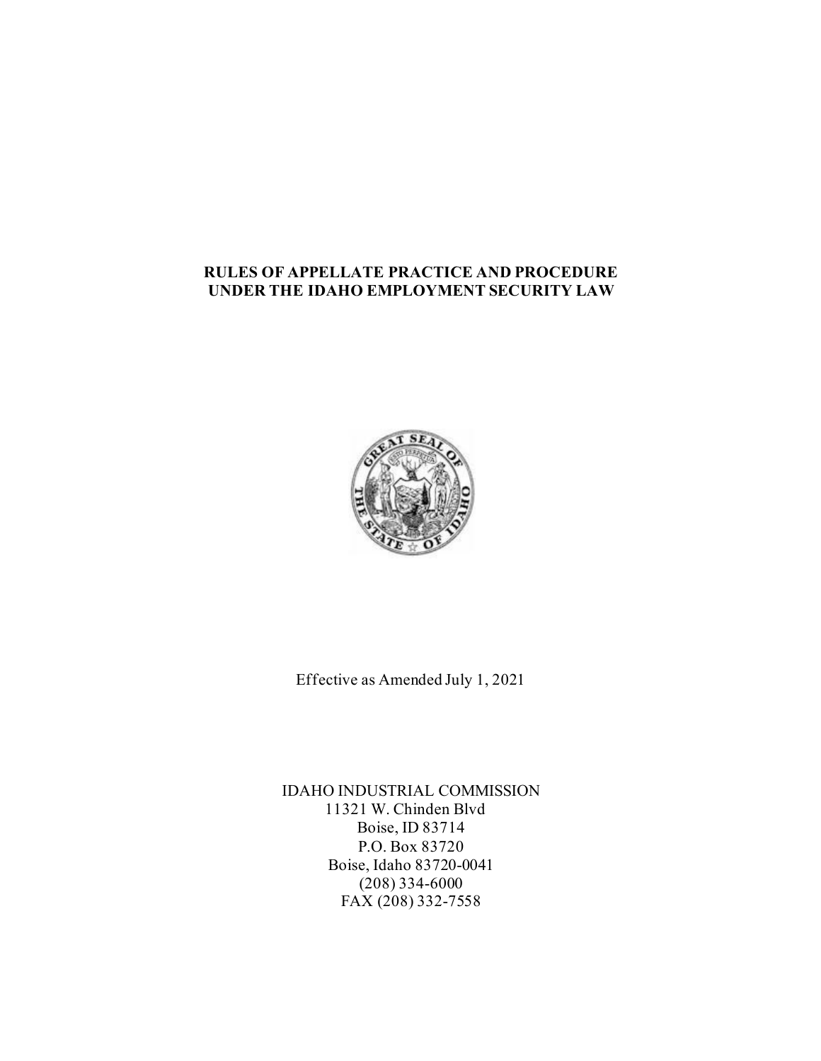# RULES OF APPELLATE PRACTICE AND PROCEDURE UNDER THE IDAHO EMPLOYMENT SECURITY LAW

Effective as Amended July 1, 2021

IDAHO INDUSTRIAL COMMISSION
11321 W. Chinden Blvd
Boise, ID 83714
P.O. Box 83720
Boise, Idaho 83720-0041
(208) 334-6000
FAX (208) 332-7558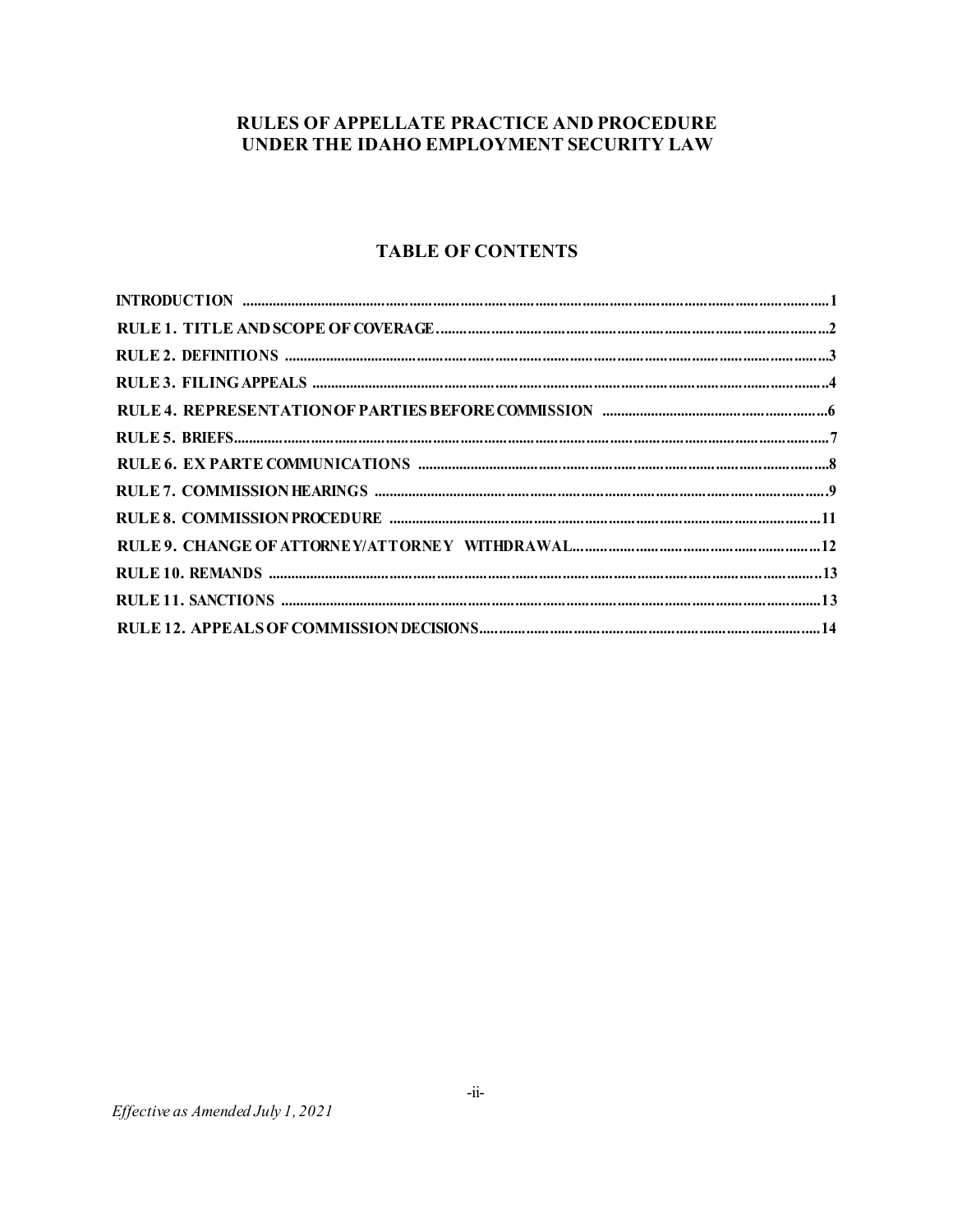# RULES OF APPELLATE PRACTICE AND PROCEDURE UNDER THE IDAHO EMPLOYMENT SECURITY LAW

## TABLE OF CONTENTS

| | |
|---|---|
| **INTRODUCTION** | **1** |
| **RULE 1. TITLE AND SCOPE OF COVERAGE** | **2** |
| **RULE 2. DEFINITIONS** | **3** |
| **RULE 3. FILING APPEALS** | **4** |
| **RULE 4. REPRESENTATION OF PARTIES BEFORE COMMISSION** | **6** |
| **RULE 5. BRIEFS** | **7** |
| **RULE 6. EX PARTE COMMUNICATIONS** | **8** |
| **RULE 7. COMMISSION HEARINGS** | **9** |
| **RULE 8. COMMISSION PROCEDURE** | **11** |
| **RULE 9. CHANGE OF ATTORNEY/ATTORNEY WITHDRAWAL** | **12** |
| **RULE 10. REMANDS** | **13** |
| **RULE 11. SANCTIONS** | **13** |
| **RULE 12. APPEALS OF COMMISSION DECISIONS** | **14** |

*Effective as Amended July 1, 2021*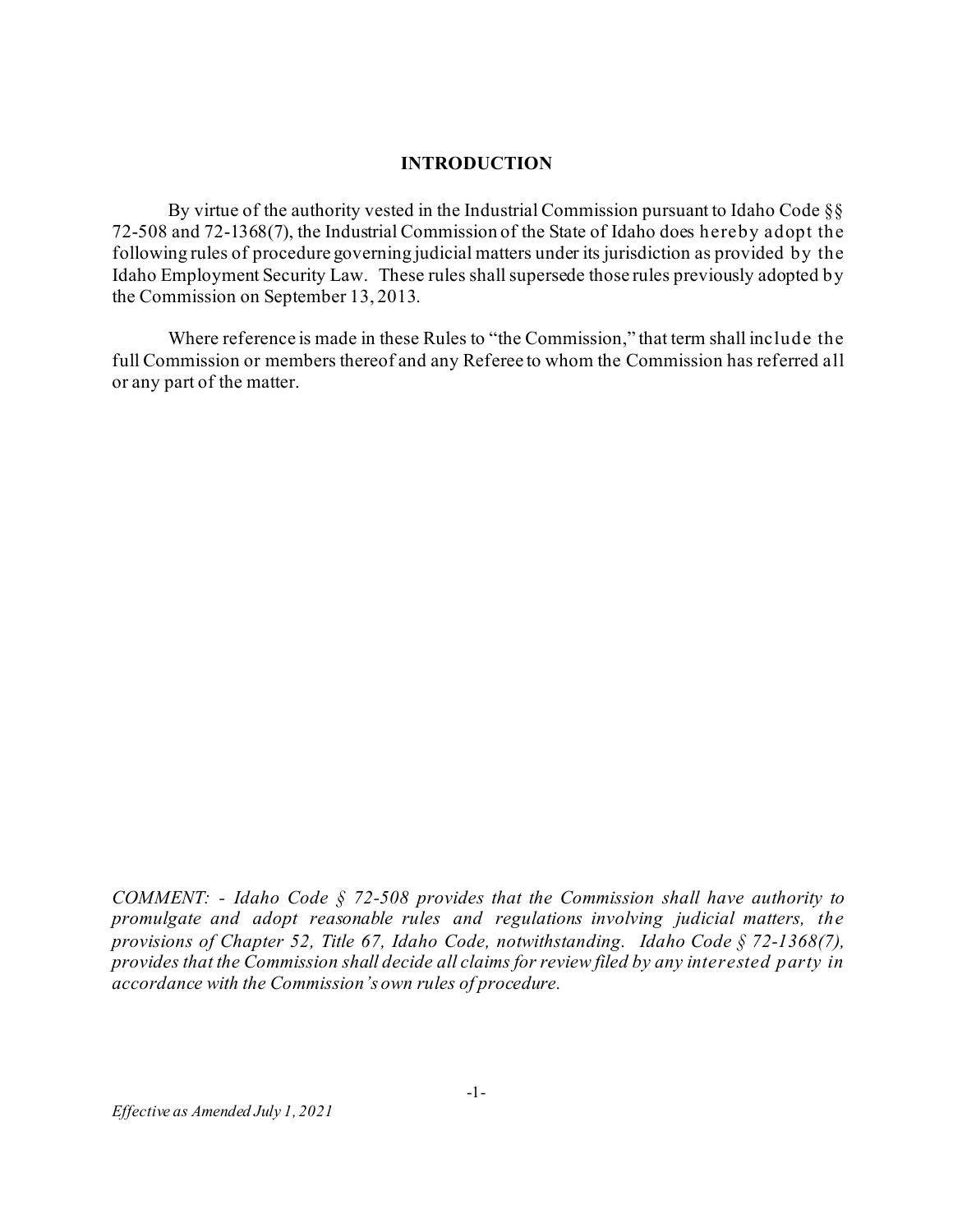## INTRODUCTION

By virtue of the authority vested in the Industrial Commission pursuant to Idaho Code §§ 72-508 and 72-1368(7), the Industrial Commission of the State of Idaho does hereby adopt the following rules of procedure governing judicial matters under its jurisdiction as provided by the Idaho Employment Security Law. These rules shall supersede those rules previously adopted by the Commission on September 13, 2013.

Where reference is made in these Rules to "the Commission," that term shall include the full Commission or members thereof and any Referee to whom the Commission has referred all or any part of the matter.

*COMMENT: - Idaho Code § 72-508 provides that the Commission shall have authority to promulgate and adopt reasonable rules and regulations involving judicial matters, the provisions of Chapter 52, Title 67, Idaho Code, notwithstanding. Idaho Code § 72-1368(7), provides that the Commission shall decide all claims for review filed by any interested party in accordance with the Commission's own rules of procedure.*

*Effective as Amended July 1, 2021*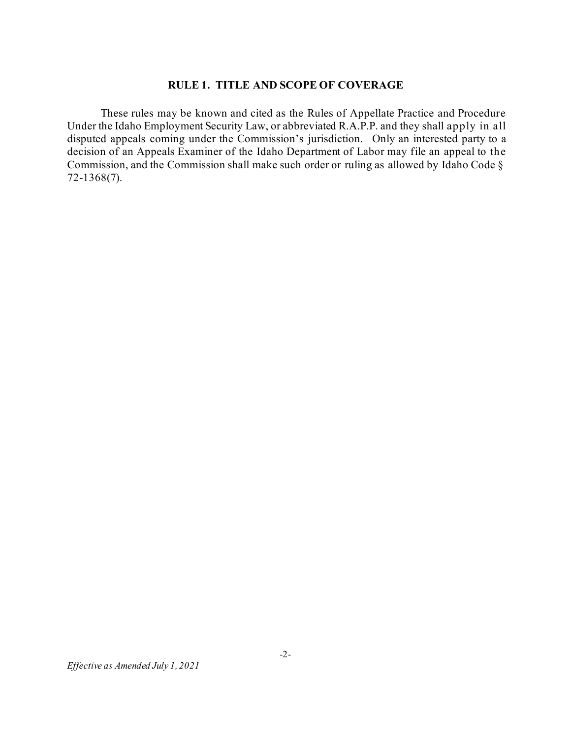## RULE 1. TITLE AND SCOPE OF COVERAGE

These rules may be known and cited as the Rules of Appellate Practice and Procedure Under the Idaho Employment Security Law, or abbreviated R.A.P.P. and they shall apply in all disputed appeals coming under the Commission's jurisdiction. Only an interested party to a decision of an Appeals Examiner of the Idaho Department of Labor may file an appeal to the Commission, and the Commission shall make such order or ruling as allowed by Idaho Code § 72-1368(7).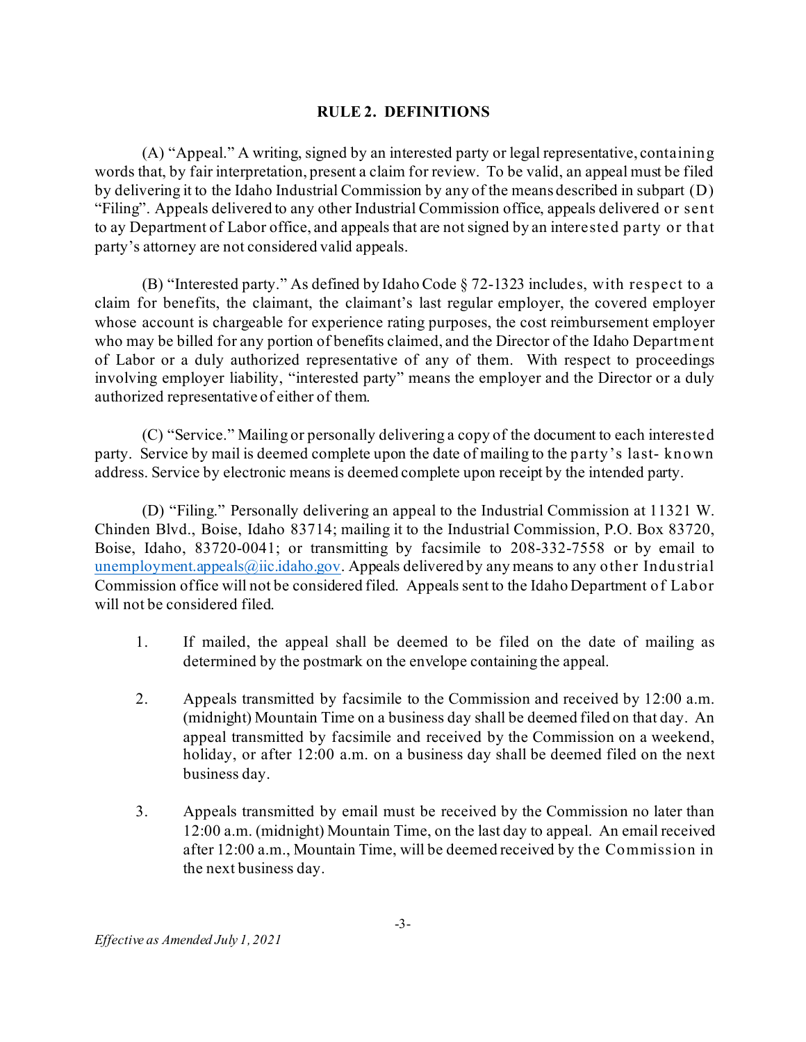## RULE 2. DEFINITIONS

(A) "Appeal." A writing, signed by an interested party or legal representative, containing words that, by fair interpretation, present a claim for review. To be valid, an appeal must be filed by delivering it to the Idaho Industrial Commission by any of the means described in subpart (D) "Filing". Appeals delivered to any other Industrial Commission office, appeals delivered or sent to ay Department of Labor office, and appeals that are not signed by an interested party or that party's attorney are not considered valid appeals.

(B) "Interested party." As defined by Idaho Code § 72-1323 includes, with respect to a claim for benefits, the claimant, the claimant's last regular employer, the covered employer whose account is chargeable for experience rating purposes, the cost reimbursement employer who may be billed for any portion of benefits claimed, and the Director of the Idaho Department of Labor or a duly authorized representative of any of them. With respect to proceedings involving employer liability, "interested party" means the employer and the Director or a duly authorized representative of either of them.

(C) "Service." Mailing or personally delivering a copy of the document to each interested party. Service by mail is deemed complete upon the date of mailing to the party's last- known address. Service by electronic means is deemed complete upon receipt by the intended party.

(D) "Filing." Personally delivering an appeal to the Industrial Commission at 11321 W. Chinden Blvd., Boise, Idaho 83714; mailing it to the Industrial Commission, P.O. Box 83720, Boise, Idaho, 83720-0041; or transmitting by facsimile to 208-332-7558 or by email to unemployment.appeals@iic.idaho.gov. Appeals delivered by any means to any other Industrial Commission office will not be considered filed. Appeals sent to the Idaho Department of Labor will not be considered filed.

1. If mailed, the appeal shall be deemed to be filed on the date of mailing as determined by the postmark on the envelope containing the appeal.

2. Appeals transmitted by facsimile to the Commission and received by 12:00 a.m. (midnight) Mountain Time on a business day shall be deemed filed on that day. An appeal transmitted by facsimile and received by the Commission on a weekend, holiday, or after 12:00 a.m. on a business day shall be deemed filed on the next business day.

3. Appeals transmitted by email must be received by the Commission no later than 12:00 a.m. (midnight) Mountain Time, on the last day to appeal. An email received after 12:00 a.m., Mountain Time, will be deemed received by the Commission in the next business day.

*Effective as Amended July 1, 2021*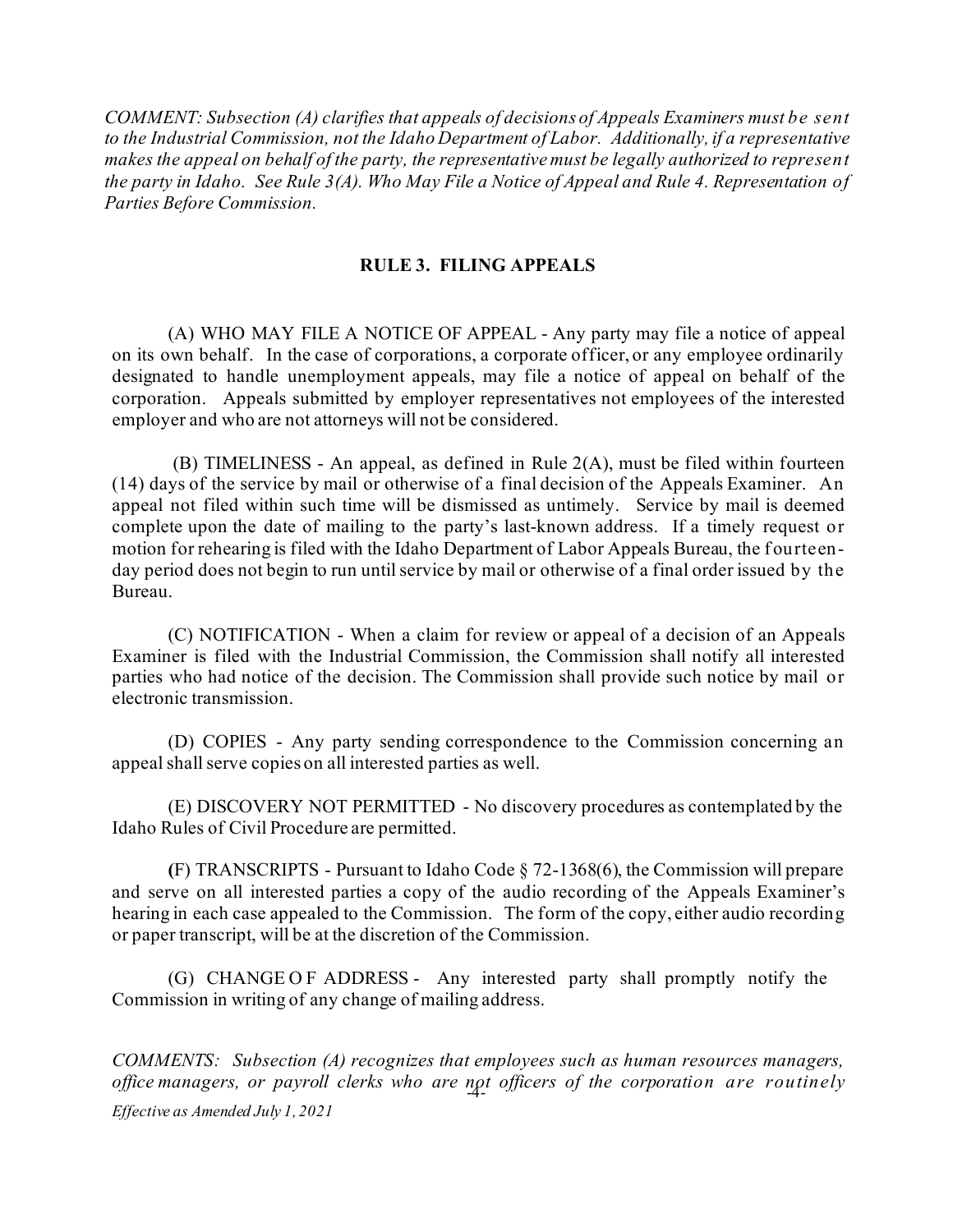*COMMENT: Subsection (A) clarifies that appeals of decisions of Appeals Examiners must be sent to the Industrial Commission, not the Idaho Department of Labor. Additionally, if a representative makes the appeal on behalf of the party, the representative must be legally authorized to represent the party in Idaho. See Rule 3(A). Who May File a Notice of Appeal and Rule 4. Representation of Parties Before Commission.*

## RULE 3. FILING APPEALS

(A) WHO MAY FILE A NOTICE OF APPEAL - Any party may file a notice of appeal on its own behalf. In the case of corporations, a corporate officer, or any employee ordinarily designated to handle unemployment appeals, may file a notice of appeal on behalf of the corporation. Appeals submitted by employer representatives not employees of the interested employer and who are not attorneys will not be considered.

(B) TIMELINESS - An appeal, as defined in Rule 2(A), must be filed within fourteen (14) days of the service by mail or otherwise of a final decision of the Appeals Examiner. An appeal not filed within such time will be dismissed as untimely. Service by mail is deemed complete upon the date of mailing to the party's last-known address. If a timely request or motion for rehearing is filed with the Idaho Department of Labor Appeals Bureau, the fourteen-day period does not begin to run until service by mail or otherwise of a final order issued by the Bureau.

(C) NOTIFICATION - When a claim for review or appeal of a decision of an Appeals Examiner is filed with the Industrial Commission, the Commission shall notify all interested parties who had notice of the decision. The Commission shall provide such notice by mail or electronic transmission.

(D) COPIES - Any party sending correspondence to the Commission concerning an appeal shall serve copies on all interested parties as well.

(E) DISCOVERY NOT PERMITTED - No discovery procedures as contemplated by the Idaho Rules of Civil Procedure are permitted.

(F) TRANSCRIPTS - Pursuant to Idaho Code § 72-1368(6), the Commission will prepare and serve on all interested parties a copy of the audio recording of the Appeals Examiner's hearing in each case appealed to the Commission. The form of the copy, either audio recording or paper transcript, will be at the discretion of the Commission.

(G) CHANGE OF ADDRESS - Any interested party shall promptly notify the Commission in writing of any change of mailing address.

*COMMENTS: Subsection (A) recognizes that employees such as human resources managers, office managers, or payroll clerks who are not officers of the corporation are routinely*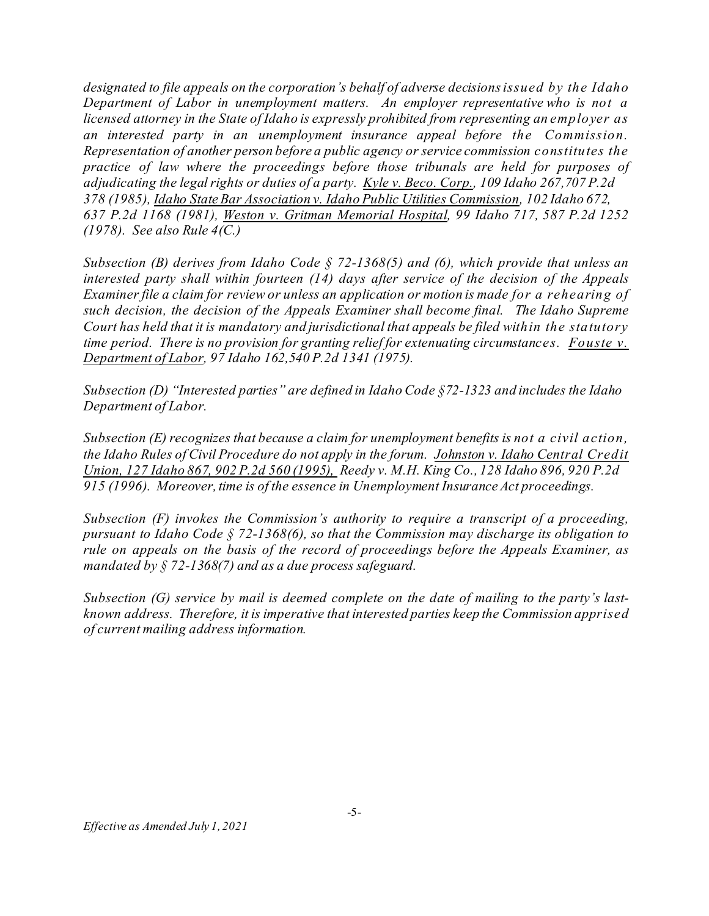*designated to file appeals on the corporation's behalf of adverse decisions issued by the Idaho Department of Labor in unemployment matters. An employer representative who is not a licensed attorney in the State of Idaho is expressly prohibited from representing an employer as an interested party in an unemployment insurance appeal before the Commission. Representation of another person before a public agency or service commission constitutes the practice of law where the proceedings before those tribunals are held for purposes of adjudicating the legal rights or duties of a party. Kyle v. Beco. Corp., 109 Idaho 267, 707 P.2d 378 (1985), Idaho State Bar Association v. Idaho Public Utilities Commission, 102 Idaho 672, 637 P.2d 1168 (1981), Weston v. Gritman Memorial Hospital, 99 Idaho 717, 587 P.2d 1252 (1978). See also Rule 4(C.)*

*Subsection (B) derives from Idaho Code § 72-1368(5) and (6), which provide that unless an interested party shall within fourteen (14) days after service of the decision of the Appeals Examiner file a claim for review or unless an application or motion is made for a rehearing of such decision, the decision of the Appeals Examiner shall become final. The Idaho Supreme Court has held that it is mandatory and jurisdictional that appeals be filed within the statutory time period. There is no provision for granting relief for extenuating circumstances. Fouste v. Department of Labor, 97 Idaho 162, 540 P.2d 1341 (1975).*

*Subsection (D) "Interested parties" are defined in Idaho Code §72-1323 and includes the Idaho Department of Labor.*

*Subsection (E) recognizes that because a claim for unemployment benefits is not a civil action, the Idaho Rules of Civil Procedure do not apply in the forum. Johnston v. Idaho Central Credit Union, 127 Idaho 867, 902 P.2d 560 (1995), Reedy v. M.H. King Co., 128 Idaho 896, 920 P.2d 915 (1996). Moreover, time is of the essence in Unemployment Insurance Act proceedings.*

*Subsection (F) invokes the Commission's authority to require a transcript of a proceeding, pursuant to Idaho Code § 72-1368(6), so that the Commission may discharge its obligation to rule on appeals on the basis of the record of proceedings before the Appeals Examiner, as mandated by § 72-1368(7) and as a due process safeguard.*

*Subsection (G) service by mail is deemed complete on the date of mailing to the party's last-known address. Therefore, it is imperative that interested parties keep the Commission apprised of current mailing address information.*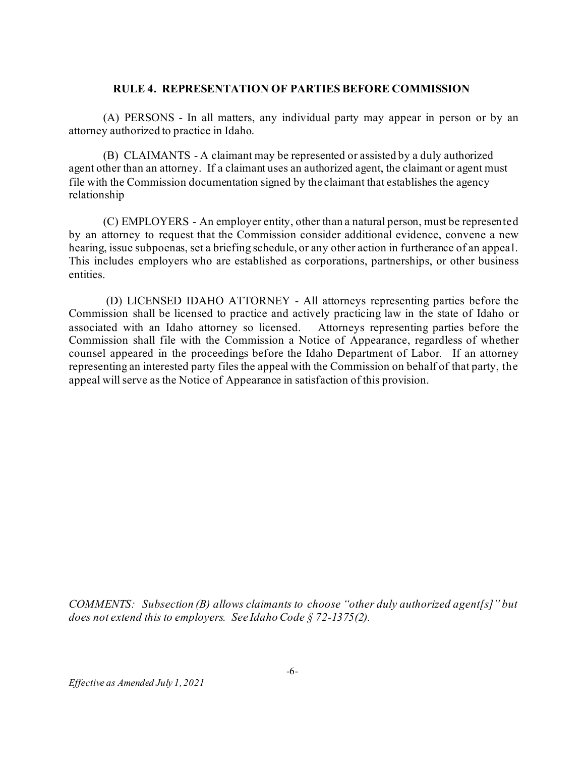## RULE 4. REPRESENTATION OF PARTIES BEFORE COMMISSION

(A) PERSONS - In all matters, any individual party may appear in person or by an attorney authorized to practice in Idaho.

(B) CLAIMANTS - A claimant may be represented or assisted by a duly authorized agent other than an attorney. If a claimant uses an authorized agent, the claimant or agent must file with the Commission documentation signed by the claimant that establishes the agency relationship

(C) EMPLOYERS - An employer entity, other than a natural person, must be represented by an attorney to request that the Commission consider additional evidence, convene a new hearing, issue subpoenas, set a briefing schedule, or any other action in furtherance of an appeal. This includes employers who are established as corporations, partnerships, or other business entities.

(D) LICENSED IDAHO ATTORNEY - All attorneys representing parties before the Commission shall be licensed to practice and actively practicing law in the state of Idaho or associated with an Idaho attorney so licensed. Attorneys representing parties before the Commission shall file with the Commission a Notice of Appearance, regardless of whether counsel appeared in the proceedings before the Idaho Department of Labor. If an attorney representing an interested party files the appeal with the Commission on behalf of that party, the appeal will serve as the Notice of Appearance in satisfaction of this provision.

*COMMENTS: Subsection (B) allows claimants to choose "other duly authorized agent[s]" but does not extend this to employers. See Idaho Code § 72-1375(2).*

*Effective as Amended July 1, 2021*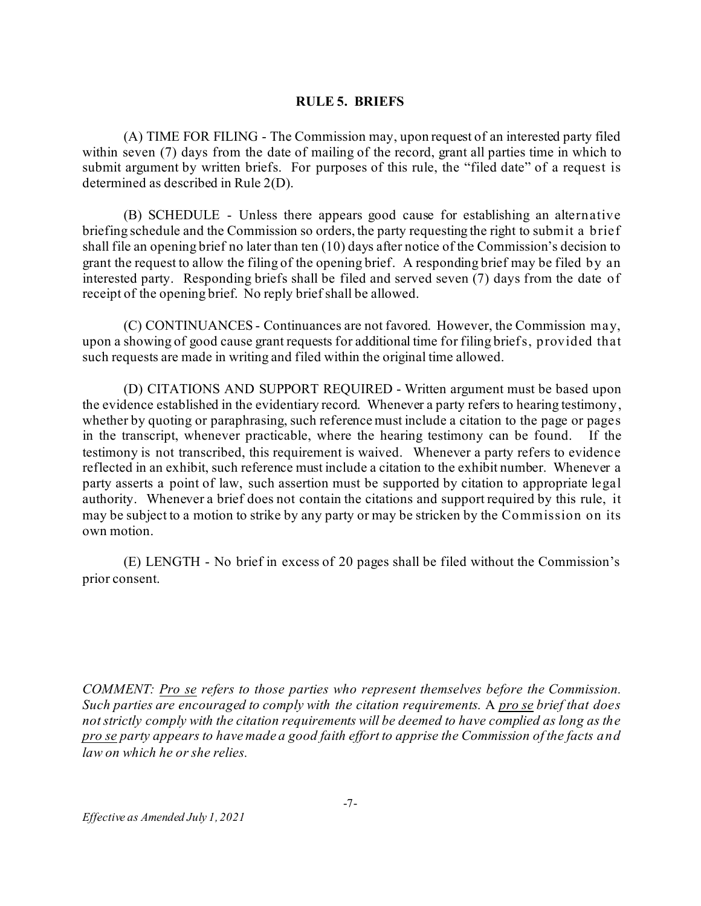## RULE 5. BRIEFS

(A) TIME FOR FILING - The Commission may, upon request of an interested party filed within seven (7) days from the date of mailing of the record, grant all parties time in which to submit argument by written briefs. For purposes of this rule, the "filed date" of a request is determined as described in Rule 2(D).

(B) SCHEDULE - Unless there appears good cause for establishing an alternative briefing schedule and the Commission so orders, the party requesting the right to submit a brief shall file an opening brief no later than ten (10) days after notice of the Commission's decision to grant the request to allow the filing of the opening brief. A responding brief may be filed by an interested party. Responding briefs shall be filed and served seven (7) days from the date of receipt of the opening brief. No reply brief shall be allowed.

(C) CONTINUANCES - Continuances are not favored. However, the Commission may, upon a showing of good cause grant requests for additional time for filing briefs, provided that such requests are made in writing and filed within the original time allowed.

(D) CITATIONS AND SUPPORT REQUIRED - Written argument must be based upon the evidence established in the evidentiary record. Whenever a party refers to hearing testimony, whether by quoting or paraphrasing, such reference must include a citation to the page or pages in the transcript, whenever practicable, where the hearing testimony can be found. If the testimony is not transcribed, this requirement is waived. Whenever a party refers to evidence reflected in an exhibit, such reference must include a citation to the exhibit number. Whenever a party asserts a point of law, such assertion must be supported by citation to appropriate legal authority. Whenever a brief does not contain the citations and support required by this rule, it may be subject to a motion to strike by any party or may be stricken by the Commission on its own motion.

(E) LENGTH - No brief in excess of 20 pages shall be filed without the Commission's prior consent.

*COMMENT: Pro se refers to those parties who represent themselves before the Commission. Such parties are encouraged to comply with the citation requirements.* A *pro se brief that does not strictly comply with the citation requirements will be deemed to have complied as long as the pro se party appears to have made a good faith effort to apprise the Commission of the facts and law on which he or she relies.*

*Effective as Amended July 1, 2021*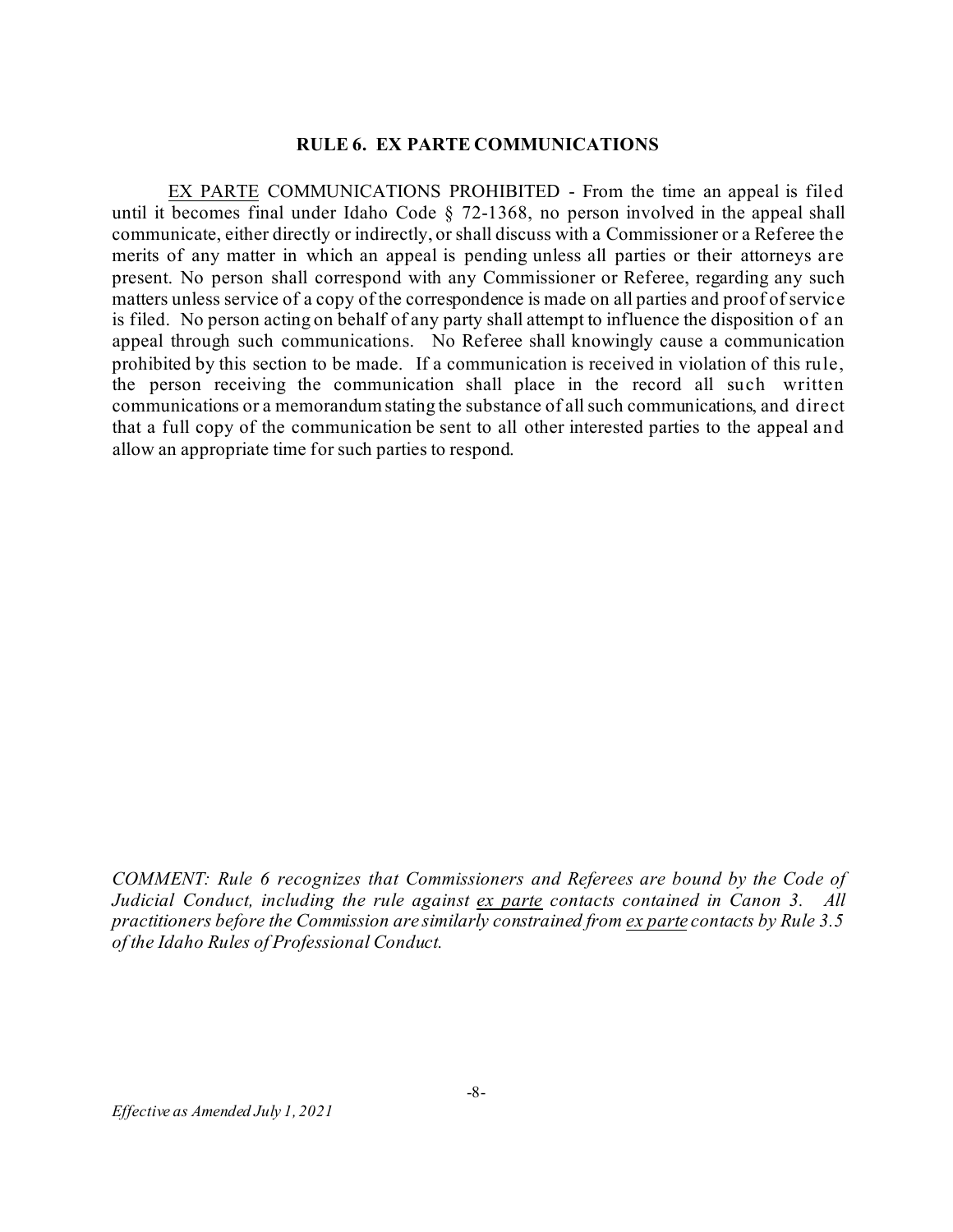## RULE 6. EX PARTE COMMUNICATIONS

EX PARTE COMMUNICATIONS PROHIBITED - From the time an appeal is filed until it becomes final under Idaho Code § 72-1368, no person involved in the appeal shall communicate, either directly or indirectly, or shall discuss with a Commissioner or a Referee the merits of any matter in which an appeal is pending unless all parties or their attorneys are present. No person shall correspond with any Commissioner or Referee, regarding any such matters unless service of a copy of the correspondence is made on all parties and proof of service is filed. No person acting on behalf of any party shall attempt to influence the disposition of an appeal through such communications. No Referee shall knowingly cause a communication prohibited by this section to be made. If a communication is received in violation of this rule, the person receiving the communication shall place in the record all such written communications or a memorandum stating the substance of all such communications, and direct that a full copy of the communication be sent to all other interested parties to the appeal and allow an appropriate time for such parties to respond.

*COMMENT: Rule 6 recognizes that Commissioners and Referees are bound by the Code of Judicial Conduct, including the rule against ex parte contacts contained in Canon 3. All practitioners before the Commission are similarly constrained from ex parte contacts by Rule 3.5 of the Idaho Rules of Professional Conduct.*

*Effective as Amended July 1, 2021*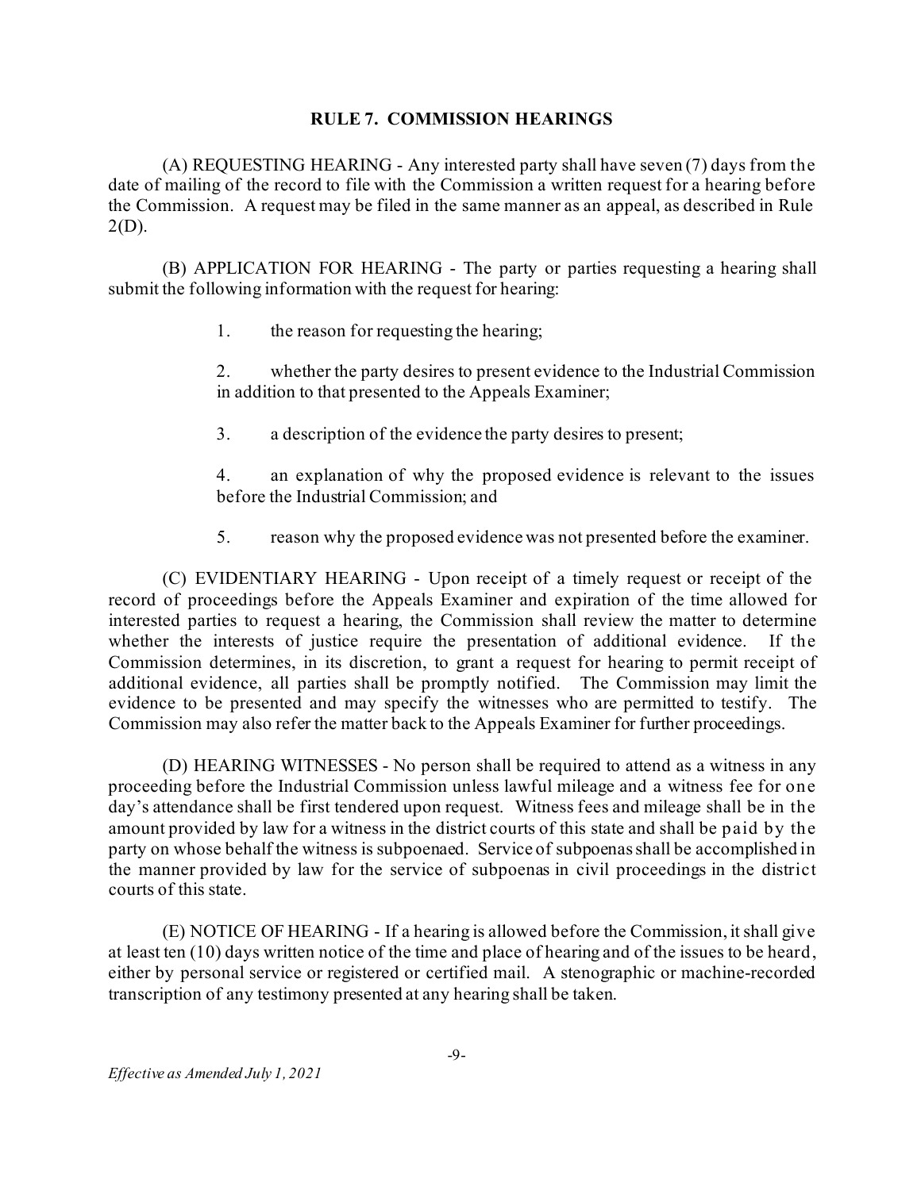## RULE 7. COMMISSION HEARINGS

(A) REQUESTING HEARING - Any interested party shall have seven (7) days from the date of mailing of the record to file with the Commission a written request for a hearing before the Commission. A request may be filed in the same manner as an appeal, as described in Rule 2(D).

(B) APPLICATION FOR HEARING - The party or parties requesting a hearing shall submit the following information with the request for hearing:

1. the reason for requesting the hearing;

2. whether the party desires to present evidence to the Industrial Commission in addition to that presented to the Appeals Examiner;

3. a description of the evidence the party desires to present;

4. an explanation of why the proposed evidence is relevant to the issues before the Industrial Commission; and

5. reason why the proposed evidence was not presented before the examiner.

(C) EVIDENTIARY HEARING - Upon receipt of a timely request or receipt of the record of proceedings before the Appeals Examiner and expiration of the time allowed for interested parties to request a hearing, the Commission shall review the matter to determine whether the interests of justice require the presentation of additional evidence. If the Commission determines, in its discretion, to grant a request for hearing to permit receipt of additional evidence, all parties shall be promptly notified. The Commission may limit the evidence to be presented and may specify the witnesses who are permitted to testify. The Commission may also refer the matter back to the Appeals Examiner for further proceedings.

(D) HEARING WITNESSES - No person shall be required to attend as a witness in any proceeding before the Industrial Commission unless lawful mileage and a witness fee for one day's attendance shall be first tendered upon request. Witness fees and mileage shall be in the amount provided by law for a witness in the district courts of this state and shall be paid by the party on whose behalf the witness is subpoenaed. Service of subpoenas shall be accomplished in the manner provided by law for the service of subpoenas in civil proceedings in the district courts of this state.

(E) NOTICE OF HEARING - If a hearing is allowed before the Commission, it shall give at least ten (10) days written notice of the time and place of hearing and of the issues to be heard, either by personal service or registered or certified mail. A stenographic or machine-recorded transcription of any testimony presented at any hearing shall be taken.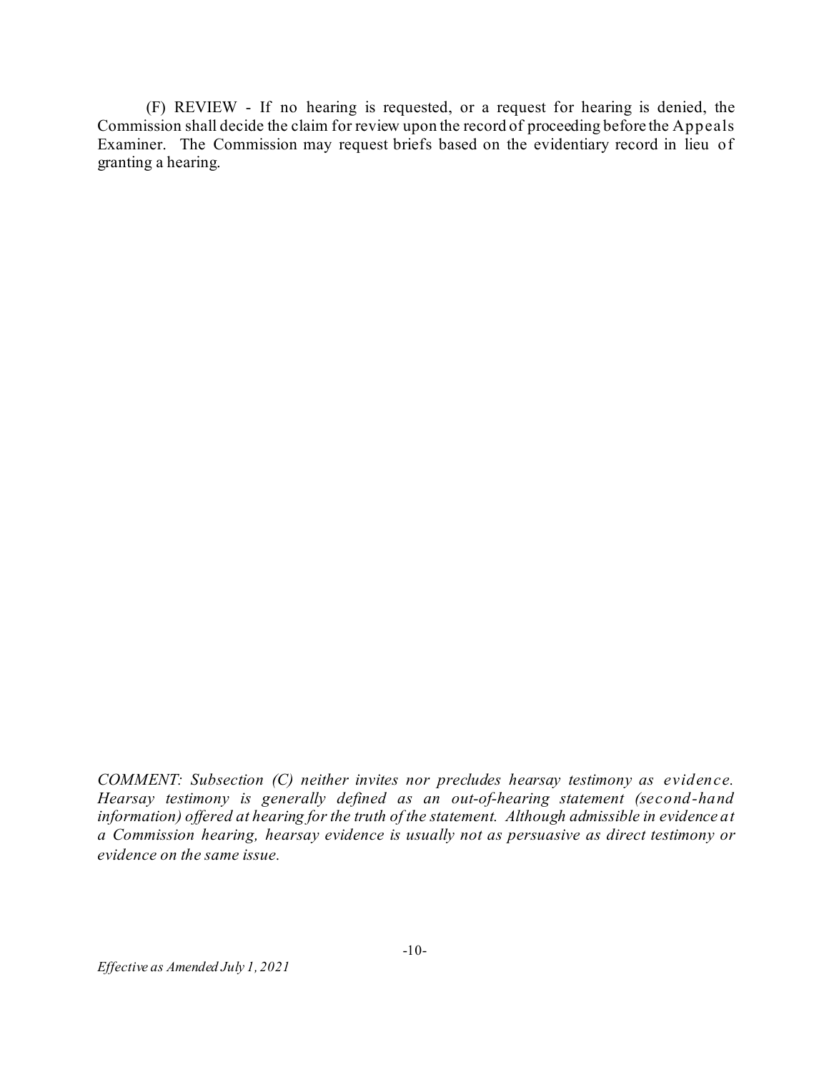(F) REVIEW - If no hearing is requested, or a request for hearing is denied, the Commission shall decide the claim for review upon the record of proceeding before the Appeals Examiner. The Commission may request briefs based on the evidentiary record in lieu of granting a hearing.

*COMMENT: Subsection (C) neither invites nor precludes hearsay testimony as evidence. Hearsay testimony is generally defined as an out-of-hearing statement (second-hand information) offered at hearing for the truth of the statement. Although admissible in evidence at a Commission hearing, hearsay evidence is usually not as persuasive as direct testimony or evidence on the same issue.*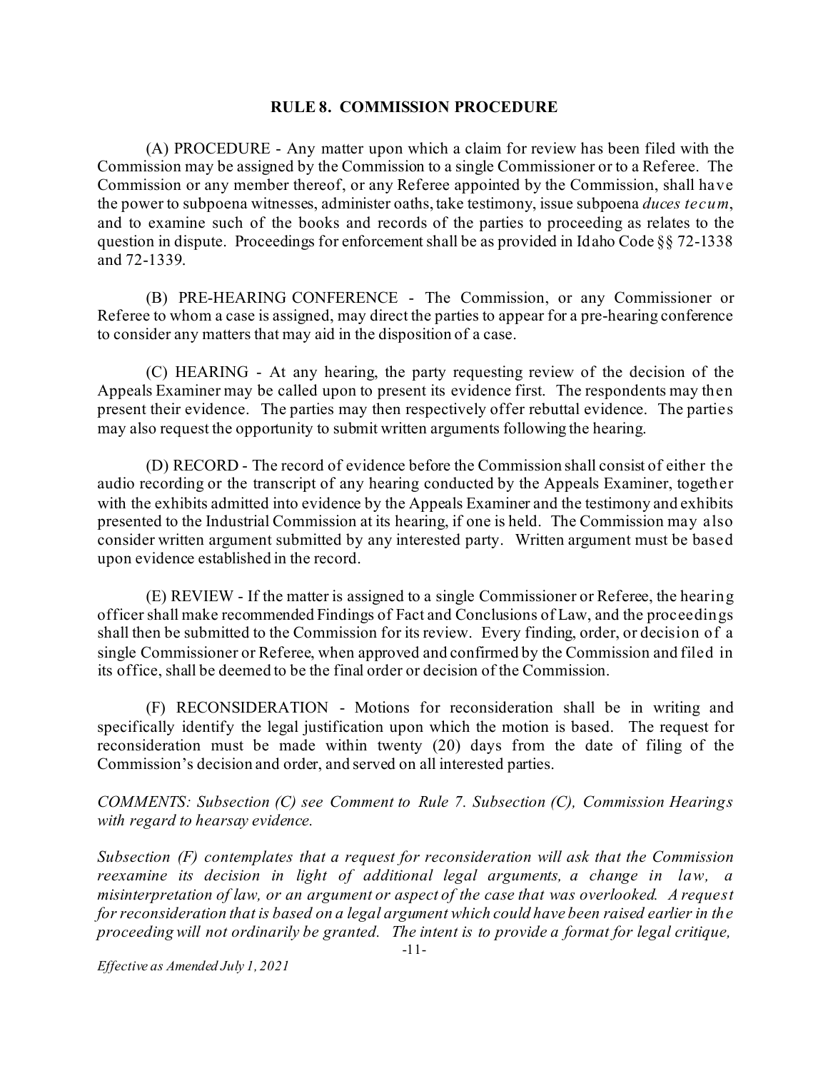## RULE 8. COMMISSION PROCEDURE

(A) PROCEDURE - Any matter upon which a claim for review has been filed with the Commission may be assigned by the Commission to a single Commissioner or to a Referee. The Commission or any member thereof, or any Referee appointed by the Commission, shall have the power to subpoena witnesses, administer oaths, take testimony, issue subpoena *duces tecum*, and to examine such of the books and records of the parties to proceeding as relates to the question in dispute. Proceedings for enforcement shall be as provided in Idaho Code §§ 72-1338 and 72-1339.

(B) PRE-HEARING CONFERENCE - The Commission, or any Commissioner or Referee to whom a case is assigned, may direct the parties to appear for a pre-hearing conference to consider any matters that may aid in the disposition of a case.

(C) HEARING - At any hearing, the party requesting review of the decision of the Appeals Examiner may be called upon to present its evidence first. The respondents may then present their evidence. The parties may then respectively offer rebuttal evidence. The parties may also request the opportunity to submit written arguments following the hearing.

(D) RECORD - The record of evidence before the Commission shall consist of either the audio recording or the transcript of any hearing conducted by the Appeals Examiner, together with the exhibits admitted into evidence by the Appeals Examiner and the testimony and exhibits presented to the Industrial Commission at its hearing, if one is held. The Commission may also consider written argument submitted by any interested party. Written argument must be based upon evidence established in the record.

(E) REVIEW - If the matter is assigned to a single Commissioner or Referee, the hearing officer shall make recommended Findings of Fact and Conclusions of Law, and the proceedings shall then be submitted to the Commission for its review. Every finding, order, or decision of a single Commissioner or Referee, when approved and confirmed by the Commission and filed in its office, shall be deemed to be the final order or decision of the Commission.

(F) RECONSIDERATION - Motions for reconsideration shall be in writing and specifically identify the legal justification upon which the motion is based. The request for reconsideration must be made within twenty (20) days from the date of filing of the Commission's decision and order, and served on all interested parties.

*COMMENTS: Subsection (C) see Comment to Rule 7. Subsection (C), Commission Hearings with regard to hearsay evidence.*

*Subsection (F) contemplates that a request for reconsideration will ask that the Commission reexamine its decision in light of additional legal arguments, a change in law, a misinterpretation of law, or an argument or aspect of the case that was overlooked. A request for reconsideration that is based on a legal argument which could have been raised earlier in the proceeding will not ordinarily be granted. The intent is to provide a format for legal critique,*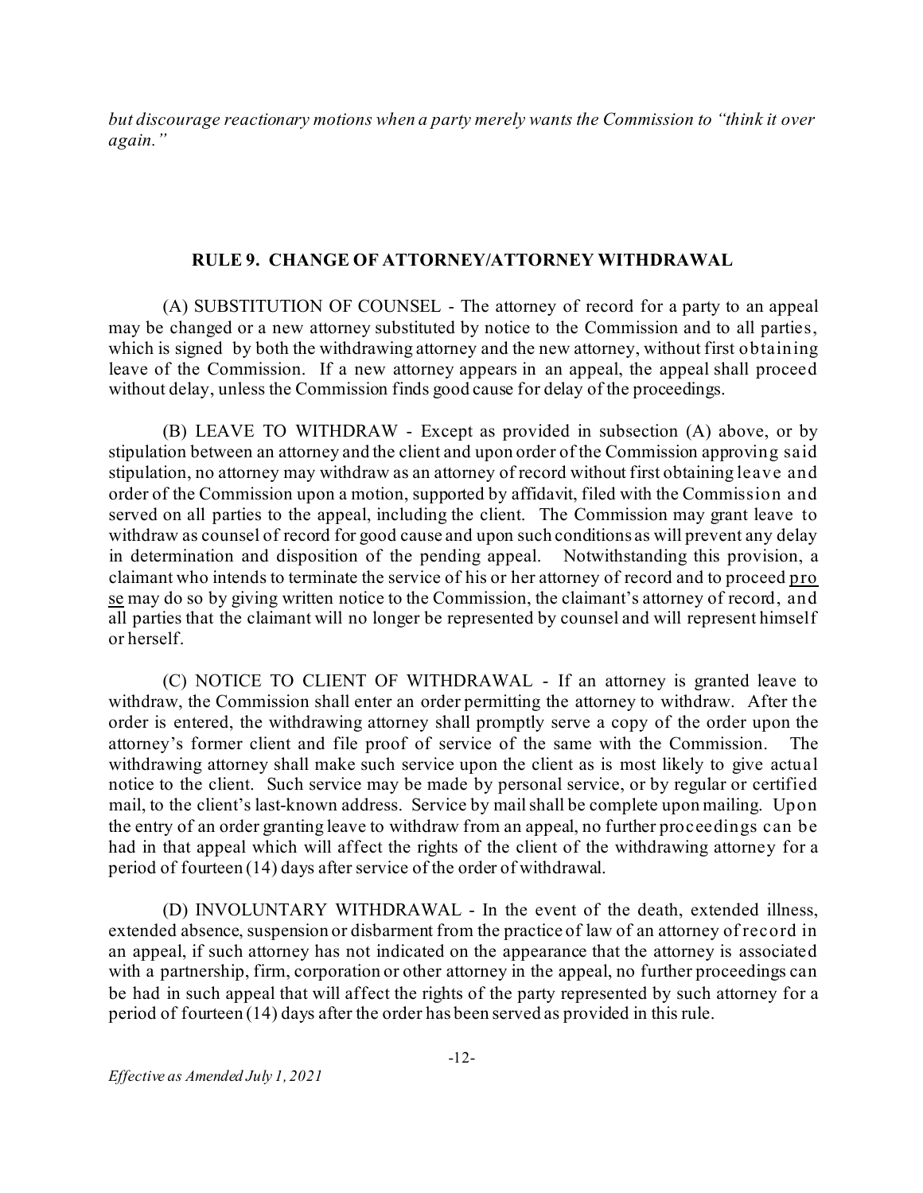*but discourage reactionary motions when a party merely wants the Commission to "think it over again."*

## RULE 9. CHANGE OF ATTORNEY/ATTORNEY WITHDRAWAL

(A) SUBSTITUTION OF COUNSEL - The attorney of record for a party to an appeal may be changed or a new attorney substituted by notice to the Commission and to all parties, which is signed by both the withdrawing attorney and the new attorney, without first obtaining leave of the Commission. If a new attorney appears in an appeal, the appeal shall proceed without delay, unless the Commission finds good cause for delay of the proceedings.

(B) LEAVE TO WITHDRAW - Except as provided in subsection (A) above, or by stipulation between an attorney and the client and upon order of the Commission approving said stipulation, no attorney may withdraw as an attorney of record without first obtaining leave and order of the Commission upon a motion, supported by affidavit, filed with the Commission and served on all parties to the appeal, including the client. The Commission may grant leave to withdraw as counsel of record for good cause and upon such conditions as will prevent any delay in determination and disposition of the pending appeal. Notwithstanding this provision, a claimant who intends to terminate the service of his or her attorney of record and to proceed pro se may do so by giving written notice to the Commission, the claimant's attorney of record, and all parties that the claimant will no longer be represented by counsel and will represent himself or herself.

(C) NOTICE TO CLIENT OF WITHDRAWAL - If an attorney is granted leave to withdraw, the Commission shall enter an order permitting the attorney to withdraw. After the order is entered, the withdrawing attorney shall promptly serve a copy of the order upon the attorney's former client and file proof of service of the same with the Commission. The withdrawing attorney shall make such service upon the client as is most likely to give actual notice to the client. Such service may be made by personal service, or by regular or certified mail, to the client's last-known address. Service by mail shall be complete upon mailing. Upon the entry of an order granting leave to withdraw from an appeal, no further proceedings can be had in that appeal which will affect the rights of the client of the withdrawing attorney for a period of fourteen (14) days after service of the order of withdrawal.

(D) INVOLUNTARY WITHDRAWAL - In the event of the death, extended illness, extended absence, suspension or disbarment from the practice of law of an attorney of record in an appeal, if such attorney has not indicated on the appearance that the attorney is associated with a partnership, firm, corporation or other attorney in the appeal, no further proceedings can be had in such appeal that will affect the rights of the party represented by such attorney for a period of fourteen (14) days after the order has been served as provided in this rule.

*Effective as Amended July 1, 2021*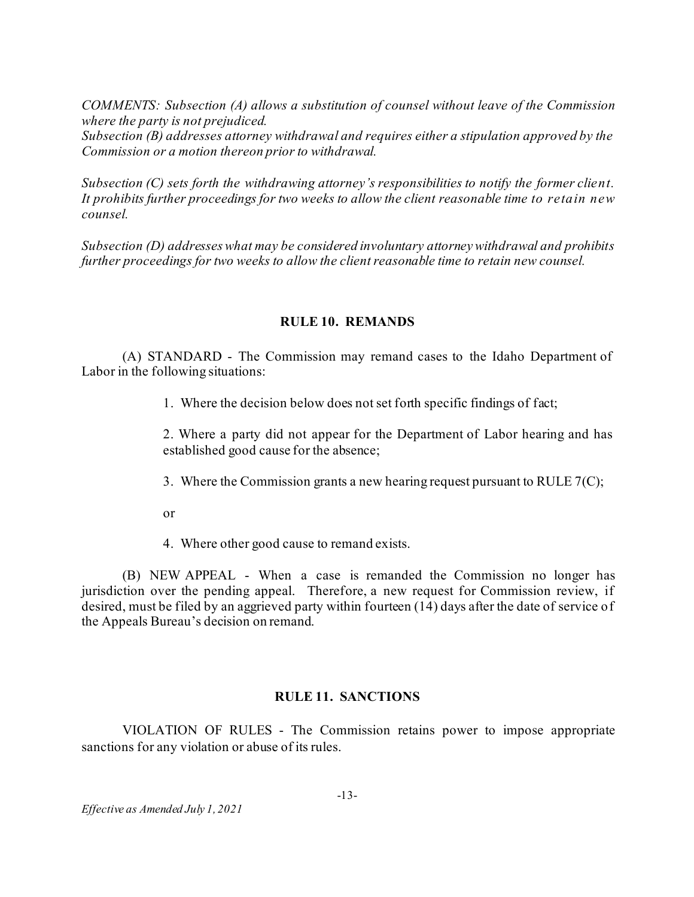*COMMENTS: Subsection (A) allows a substitution of counsel without leave of the Commission where the party is not prejudiced.*
*Subsection (B) addresses attorney withdrawal and requires either a stipulation approved by the Commission or a motion thereon prior to withdrawal.*

*Subsection (C) sets forth the withdrawing attorney's responsibilities to notify the former client. It prohibits further proceedings for two weeks to allow the client reasonable time to retain new counsel.*

*Subsection (D) addresses what may be considered involuntary attorney withdrawal and prohibits further proceedings for two weeks to allow the client reasonable time to retain new counsel.*

## RULE 10. REMANDS

(A) STANDARD - The Commission may remand cases to the Idaho Department of Labor in the following situations:

1. Where the decision below does not set forth specific findings of fact;

2. Where a party did not appear for the Department of Labor hearing and has established good cause for the absence;

3. Where the Commission grants a new hearing request pursuant to RULE 7(C);

or

4. Where other good cause to remand exists.

(B) NEW APPEAL - When a case is remanded the Commission no longer has jurisdiction over the pending appeal. Therefore, a new request for Commission review, if desired, must be filed by an aggrieved party within fourteen (14) days after the date of service of the Appeals Bureau's decision on remand.

## RULE 11. SANCTIONS

VIOLATION OF RULES - The Commission retains power to impose appropriate sanctions for any violation or abuse of its rules.

*Effective as Amended July 1, 2021*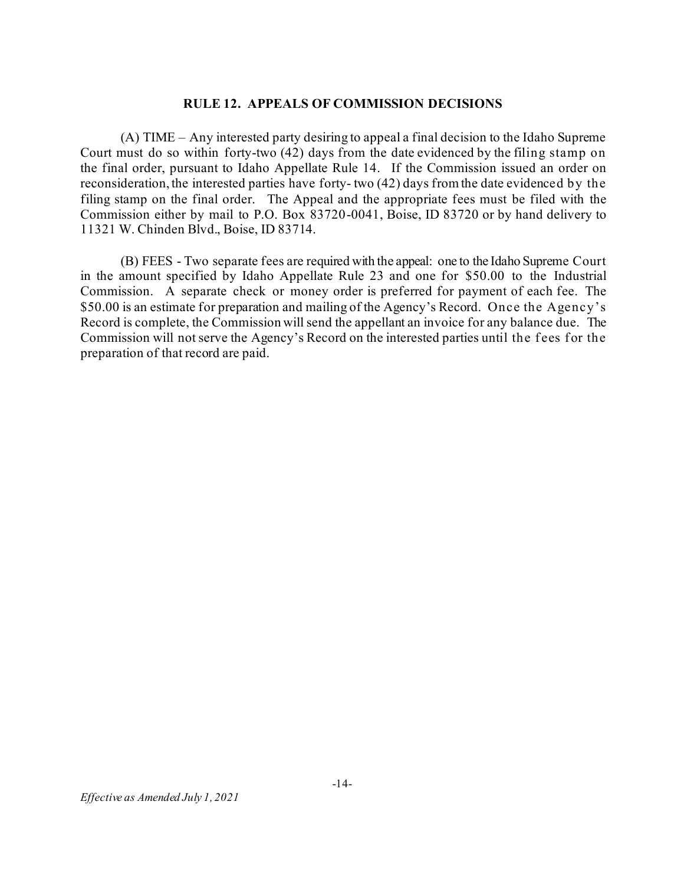## RULE 12. APPEALS OF COMMISSION DECISIONS

(A) TIME – Any interested party desiring to appeal a final decision to the Idaho Supreme Court must do so within forty-two (42) days from the date evidenced by the filing stamp on the final order, pursuant to Idaho Appellate Rule 14. If the Commission issued an order on reconsideration, the interested parties have forty- two (42) days from the date evidenced by the filing stamp on the final order. The Appeal and the appropriate fees must be filed with the Commission either by mail to P.O. Box 83720-0041, Boise, ID 83720 or by hand delivery to 11321 W. Chinden Blvd., Boise, ID 83714.

(B) FEES - Two separate fees are required with the appeal: one to the Idaho Supreme Court in the amount specified by Idaho Appellate Rule 23 and one for $50.00 to the Industrial Commission. A separate check or money order is preferred for payment of each fee. The $50.00 is an estimate for preparation and mailing of the Agency's Record. Once the Agency's Record is complete, the Commission will send the appellant an invoice for any balance due. The Commission will not serve the Agency's Record on the interested parties until the fees for the preparation of that record are paid.

*Effective as Amended July 1, 2021*